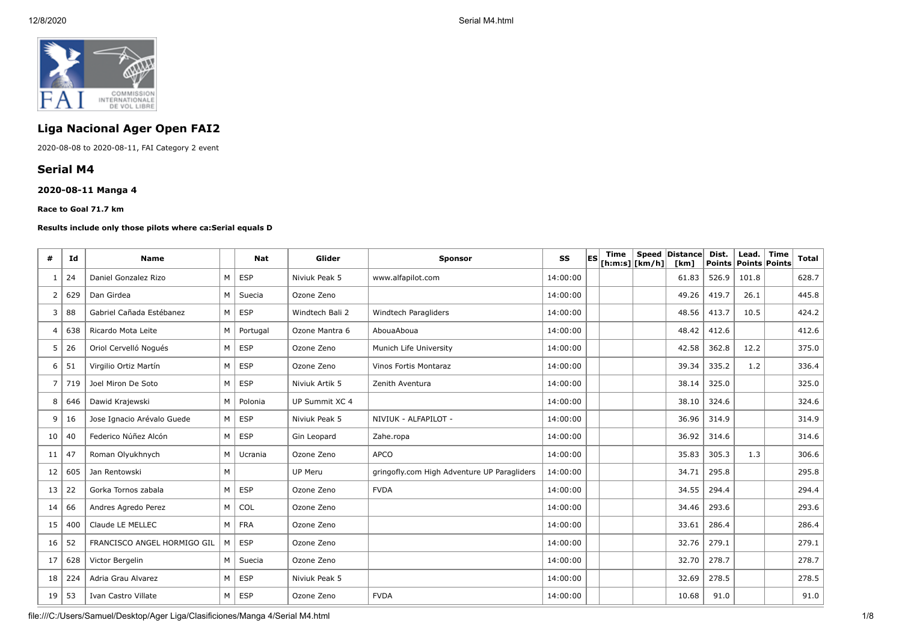## Liga Nacional Ager Open FAI2

2020-08-08 to 2020-08-11, FAI Category 2 event

## Serial M4

#### 2020-08-11 Manga 4

##### Race to Goal 71.7 km

##### Results include only those pilots where ca:Serial equals D

| # | Id | Name | | Nat | Glider | Sponsor | SS | ES | Time [h:m:s] | Speed [km/h] | Distance [km] | Dist. Points | Lead. Points | Time Points | Total |
|---|---|---|---|---|---|---|---|---|---|---|---|---|---|---|---|
| 1 | 24 | Daniel Gonzalez Rizo | M | ESP | Niviuk Peak 5 | www.alfapilot.com | 14:00:00 | | | | 61.83 | 526.9 | 101.8 | | 628.7 |
| 2 | 629 | Dan Girdea | M | Suecia | Ozone Zeno | | 14:00:00 | | | | 49.26 | 419.7 | 26.1 | | 445.8 |
| 3 | 88 | Gabriel Cañada Estébanez | M | ESP | Windtech Bali 2 | Windtech Paragliders | 14:00:00 | | | | 48.56 | 413.7 | 10.5 | | 424.2 |
| 4 | 638 | Ricardo Mota Leite | M | Portugal | Ozone Mantra 6 | AbouaAboua | 14:00:00 | | | | 48.42 | 412.6 | | | 412.6 |
| 5 | 26 | Oriol Cervelló Nogués | M | ESP | Ozone Zeno | Munich Life University | 14:00:00 | | | | 42.58 | 362.8 | 12.2 | | 375.0 |
| 6 | 51 | Virgilio Ortiz Martín | M | ESP | Ozone Zeno | Vinos Fortis Montaraz | 14:00:00 | | | | 39.34 | 335.2 | 1.2 | | 336.4 |
| 7 | 719 | Joel Miron De Soto | M | ESP | Niviuk Artik 5 | Zenith Aventura | 14:00:00 | | | | 38.14 | 325.0 | | | 325.0 |
| 8 | 646 | Dawid Krajewski | M | Polonia | UP Summit XC 4 | | 14:00:00 | | | | 38.10 | 324.6 | | | 324.6 |
| 9 | 16 | Jose Ignacio Arévalo Guede | M | ESP | Niviuk Peak 5 | NIVIUK - ALFAPILOT - | 14:00:00 | | | | 36.96 | 314.9 | | | 314.9 |
| 10 | 40 | Federico Núñez Alcón | M | ESP | Gin Leopard | Zahe.ropa | 14:00:00 | | | | 36.92 | 314.6 | | | 314.6 |
| 11 | 47 | Roman Olyukhnych | M | Ucrania | Ozone Zeno | APCO | 14:00:00 | | | | 35.83 | 305.3 | 1.3 | | 306.6 |
| 12 | 605 | Jan Rentowski | M | | UP Meru | gringofly.com High Adventure UP Paragliders | 14:00:00 | | | | 34.71 | 295.8 | | | 295.8 |
| 13 | 22 | Gorka Tornos zabala | M | ESP | Ozone Zeno | FVDA | 14:00:00 | | | | 34.55 | 294.4 | | | 294.4 |
| 14 | 66 | Andres Agredo Perez | M | COL | Ozone Zeno | | 14:00:00 | | | | 34.46 | 293.6 | | | 293.6 |
| 15 | 400 | Claude LE MELLEC | M | FRA | Ozone Zeno | | 14:00:00 | | | | 33.61 | 286.4 | | | 286.4 |
| 16 | 52 | FRANCISCO ANGEL HORMIGO GIL | M | ESP | Ozone Zeno | | 14:00:00 | | | | 32.76 | 279.1 | | | 279.1 |
| 17 | 628 | Victor Bergelin | M | Suecia | Ozone Zeno | | 14:00:00 | | | | 32.70 | 278.7 | | | 278.7 |
| 18 | 224 | Adria Grau Alvarez | M | ESP | Niviuk Peak 5 | | 14:00:00 | | | | 32.69 | 278.5 | | | 278.5 |
| 19 | 53 | Ivan Castro Villate | M | ESP | Ozone Zeno | FVDA | 14:00:00 | | | | 10.68 | 91.0 | | | 91.0 |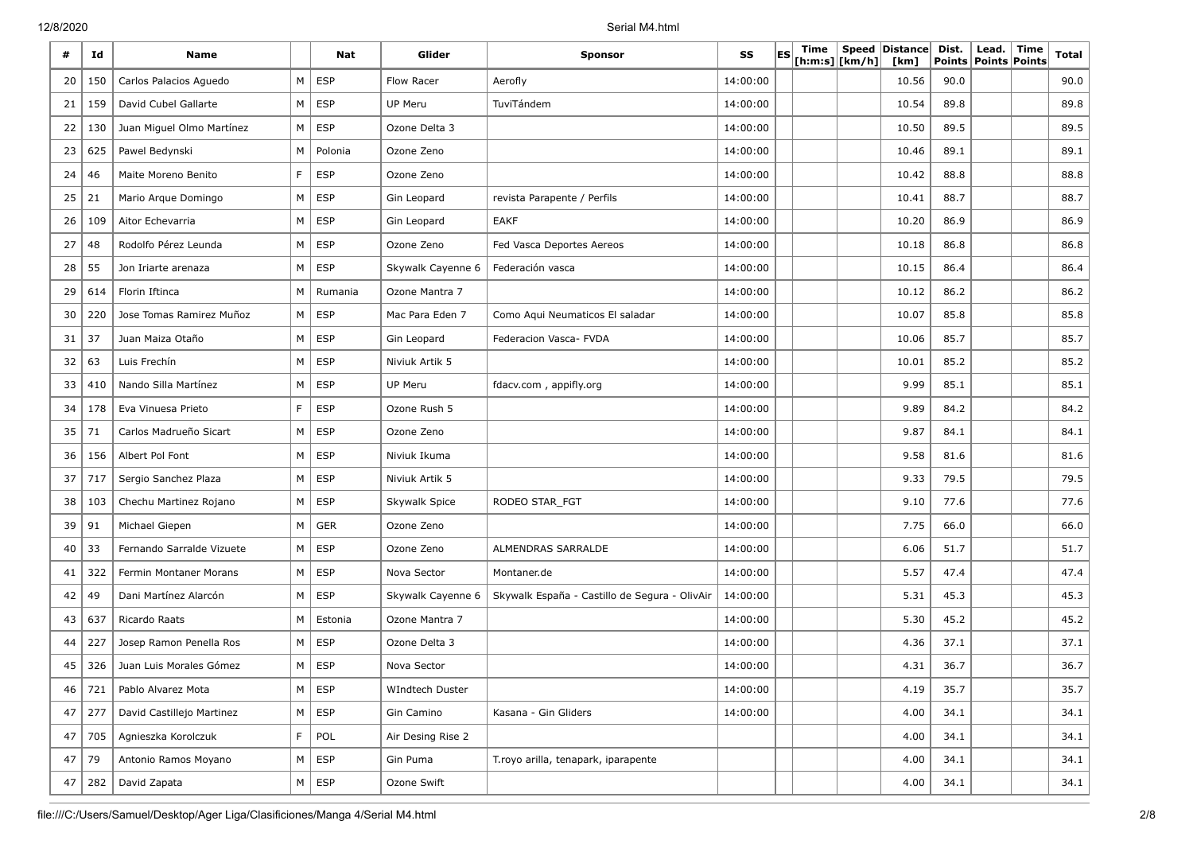| # | Id | Name | | Nat | Glider | Sponsor | SS | ES | Time [h:m:s] | Speed [km/h] | Distance [km] | Dist. Points | Lead. Points | Time Points | Total |
|---|---|---|---|---|---|---|---|---|---|---|---|---|---|---|---|
| 20 | 150 | Carlos Palacios Aguedo | M | ESP | Flow Racer | Aerofly | 14:00:00 | | | | 10.56 | 90.0 | | | 90.0 |
| 21 | 159 | David Cubel Gallarte | M | ESP | UP Meru | TuviTándem | 14:00:00 | | | | 10.54 | 89.8 | | | 89.8 |
| 22 | 130 | Juan Miguel Olmo Martínez | M | ESP | Ozone Delta 3 | | 14:00:00 | | | | 10.50 | 89.5 | | | 89.5 |
| 23 | 625 | Pawel Bedynski | M | Polonia | Ozone Zeno | | 14:00:00 | | | | 10.46 | 89.1 | | | 89.1 |
| 24 | 46 | Maite Moreno Benito | F | ESP | Ozone Zeno | | 14:00:00 | | | | 10.42 | 88.8 | | | 88.8 |
| 25 | 21 | Mario Arque Domingo | M | ESP | Gin Leopard | revista Parapente / Perfils | 14:00:00 | | | | 10.41 | 88.7 | | | 88.7 |
| 26 | 109 | Aitor Echevarria | M | ESP | Gin Leopard | EAKF | 14:00:00 | | | | 10.20 | 86.9 | | | 86.9 |
| 27 | 48 | Rodolfo Pérez Leunda | M | ESP | Ozone Zeno | Fed Vasca Deportes Aereos | 14:00:00 | | | | 10.18 | 86.8 | | | 86.8 |
| 28 | 55 | Jon Iriarte arenaza | M | ESP | Skywalk Cayenne 6 | Federación vasca | 14:00:00 | | | | 10.15 | 86.4 | | | 86.4 |
| 29 | 614 | Florin Iftinca | M | Rumania | Ozone Mantra 7 | | 14:00:00 | | | | 10.12 | 86.2 | | | 86.2 |
| 30 | 220 | Jose Tomas Ramirez Muñoz | M | ESP | Mac Para Eden 7 | Como Aqui Neumaticos El saladar | 14:00:00 | | | | 10.07 | 85.8 | | | 85.8 |
| 31 | 37 | Juan Maiza Otaño | M | ESP | Gin Leopard | Federacion Vasca- FVDA | 14:00:00 | | | | 10.06 | 85.7 | | | 85.7 |
| 32 | 63 | Luis Frechín | M | ESP | Niviuk Artik 5 | | 14:00:00 | | | | 10.01 | 85.2 | | | 85.2 |
| 33 | 410 | Nando Silla Martínez | M | ESP | UP Meru | fdacv.com , appifly.org | 14:00:00 | | | | 9.99 | 85.1 | | | 85.1 |
| 34 | 178 | Eva Vinuesa Prieto | F | ESP | Ozone Rush 5 | | 14:00:00 | | | | 9.89 | 84.2 | | | 84.2 |
| 35 | 71 | Carlos Madrueño Sicart | M | ESP | Ozone Zeno | | 14:00:00 | | | | 9.87 | 84.1 | | | 84.1 |
| 36 | 156 | Albert Pol Font | M | ESP | Niviuk Ikuma | | 14:00:00 | | | | 9.58 | 81.6 | | | 81.6 |
| 37 | 717 | Sergio Sanchez Plaza | M | ESP | Niviuk Artik 5 | | 14:00:00 | | | | 9.33 | 79.5 | | | 79.5 |
| 38 | 103 | Chechu Martinez Rojano | M | ESP | Skywalk Spice | RODEO STAR_FGT | 14:00:00 | | | | 9.10 | 77.6 | | | 77.6 |
| 39 | 91 | Michael Giepen | M | GER | Ozone Zeno | | 14:00:00 | | | | 7.75 | 66.0 | | | 66.0 |
| 40 | 33 | Fernando Sarralde Vizuete | M | ESP | Ozone Zeno | ALMENDRAS SARRALDE | 14:00:00 | | | | 6.06 | 51.7 | | | 51.7 |
| 41 | 322 | Fermin Montaner Morans | M | ESP | Nova Sector | Montaner.de | 14:00:00 | | | | 5.57 | 47.4 | | | 47.4 |
| 42 | 49 | Dani Martínez Alarcón | M | ESP | Skywalk Cayenne 6 | Skywalk España - Castillo de Segura - OlivAir | 14:00:00 | | | | 5.31 | 45.3 | | | 45.3 |
| 43 | 637 | Ricardo Raats | M | Estonia | Ozone Mantra 7 | | 14:00:00 | | | | 5.30 | 45.2 | | | 45.2 |
| 44 | 227 | Josep Ramon Penella Ros | M | ESP | Ozone Delta 3 | | 14:00:00 | | | | 4.36 | 37.1 | | | 37.1 |
| 45 | 326 | Juan Luis Morales Gómez | M | ESP | Nova Sector | | 14:00:00 | | | | 4.31 | 36.7 | | | 36.7 |
| 46 | 721 | Pablo Alvarez Mota | M | ESP | WIndtech Duster | | 14:00:00 | | | | 4.19 | 35.7 | | | 35.7 |
| 47 | 277 | David Castillejo Martinez | M | ESP | Gin Camino | Kasana - Gin Gliders | 14:00:00 | | | | 4.00 | 34.1 | | | 34.1 |
| 47 | 705 | Agnieszka Korolczuk | F | POL | Air Desing Rise 2 | | | | | | 4.00 | 34.1 | | | 34.1 |
| 47 | 79 | Antonio Ramos Moyano | M | ESP | Gin Puma | T.royo arilla, tenapark, iparapente | | | | | 4.00 | 34.1 | | | 34.1 |
| 47 | 282 | David Zapata | M | ESP | Ozone Swift | | | | | | 4.00 | 34.1 | | | 34.1 |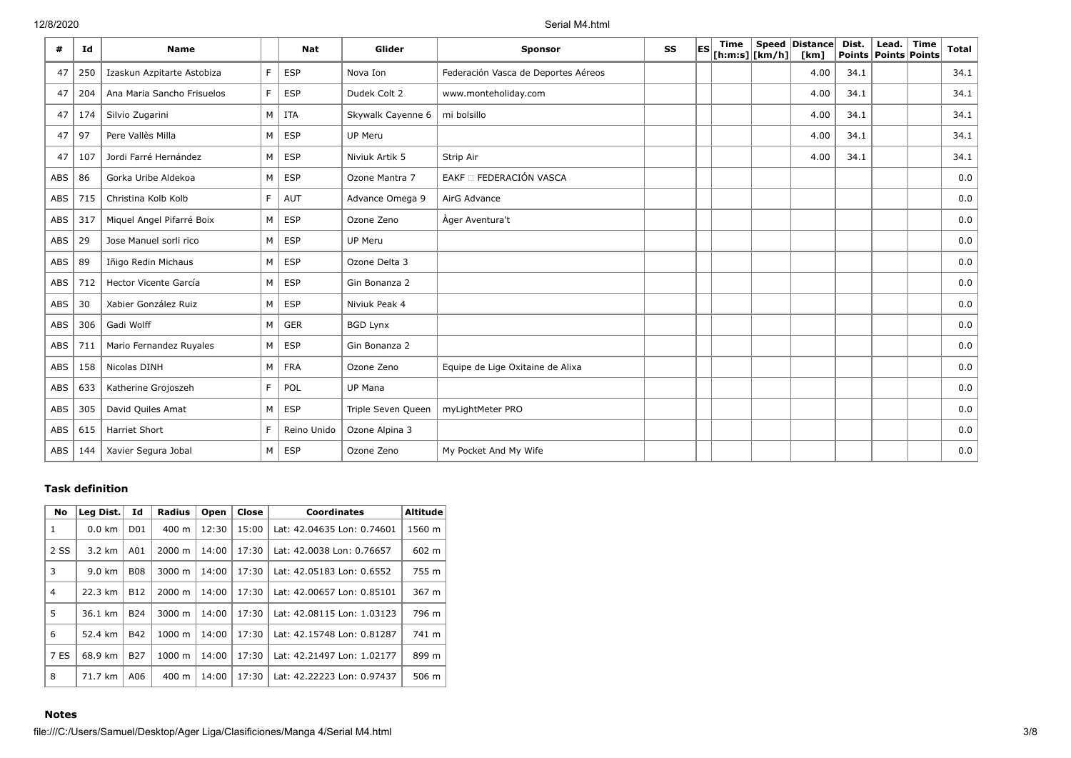| # | Id | Name | | Nat | Glider | Sponsor | SS | ES | Time [h:m:s] | Speed [km/h] | Distance [km] | Dist. Points | Lead. Points | Time Points | Total |
|---|---|---|---|---|---|---|---|---|---|---|---|---|---|---|---|
| 47 | 250 | Izaskun Azpitarte Astobiza | F | ESP | Nova Ion | Federación Vasca de Deportes Aéreos | | | | | 4.00 | 34.1 | | | 34.1 |
| 47 | 204 | Ana Maria Sancho Frisuelos | F | ESP | Dudek Colt 2 | www.monteholiday.com | | | | | 4.00 | 34.1 | | | 34.1 |
| 47 | 174 | Silvio Zugarini | M | ITA | Skywalk Cayenne 6 | mi bolsillo | | | | | 4.00 | 34.1 | | | 34.1 |
| 47 | 97 | Pere Vallès Milla | M | ESP | UP Meru | | | | | | 4.00 | 34.1 | | | 34.1 |
| 47 | 107 | Jordi Farré Hernández | M | ESP | Niviuk Artik 5 | Strip Air | | | | | 4.00 | 34.1 | | | 34.1 |
| ABS | 86 | Gorka Uribe Aldekoa | M | ESP | Ozone Mantra 7 | EAKF □ FEDERACIÓN VASCA | | | | | | | | | 0.0 |
| ABS | 715 | Christina Kolb Kolb | F | AUT | Advance Omega 9 | AirG Advance | | | | | | | | | 0.0 |
| ABS | 317 | Miquel Angel Pifarré Boix | M | ESP | Ozone Zeno | Àger Aventura't | | | | | | | | | 0.0 |
| ABS | 29 | Jose Manuel sorli rico | M | ESP | UP Meru | | | | | | | | | | 0.0 |
| ABS | 89 | Iñigo Redin Michaus | M | ESP | Ozone Delta 3 | | | | | | | | | | 0.0 |
| ABS | 712 | Hector Vicente García | M | ESP | Gin Bonanza 2 | | | | | | | | | | 0.0 |
| ABS | 30 | Xabier González Ruiz | M | ESP | Niviuk Peak 4 | | | | | | | | | | 0.0 |
| ABS | 306 | Gadi Wolff | M | GER | BGD Lynx | | | | | | | | | | 0.0 |
| ABS | 711 | Mario Fernandez Ruyales | M | ESP | Gin Bonanza 2 | | | | | | | | | | 0.0 |
| ABS | 158 | Nicolas DINH | M | FRA | Ozone Zeno | Equipe de Lige Oxitaine de Alixa | | | | | | | | | 0.0 |
| ABS | 633 | Katherine Grojoszeh | F | POL | UP Mana | | | | | | | | | | 0.0 |
| ABS | 305 | David Quiles Amat | M | ESP | Triple Seven Queen | myLightMeter PRO | | | | | | | | | 0.0 |
| ABS | 615 | Harriet Short | F | Reino Unido | Ozone Alpina 3 | | | | | | | | | | 0.0 |
| ABS | 144 | Xavier Segura Jobal | M | ESP | Ozone Zeno | My Pocket And My Wife | | | | | | | | | 0.0 |

### Task definition

| No | Leg Dist. | Id | Radius | Open | Close | Coordinates | Altitude |
|---|---|---|---|---|---|---|---|
| 1 | 0.0 km | D01 | 400 m | 12:30 | 15:00 | Lat: 42.04635 Lon: 0.74601 | 1560 m |
| 2 SS | 3.2 km | A01 | 2000 m | 14:00 | 17:30 | Lat: 42.0038 Lon: 0.76657 | 602 m |
| 3 | 9.0 km | B08 | 3000 m | 14:00 | 17:30 | Lat: 42.05183 Lon: 0.6552 | 755 m |
| 4 | 22.3 km | B12 | 2000 m | 14:00 | 17:30 | Lat: 42.00657 Lon: 0.85101 | 367 m |
| 5 | 36.1 km | B24 | 3000 m | 14:00 | 17:30 | Lat: 42.08115 Lon: 1.03123 | 796 m |
| 6 | 52.4 km | B42 | 1000 m | 14:00 | 17:30 | Lat: 42.15748 Lon: 0.81287 | 741 m |
| 7 ES | 68.9 km | B27 | 1000 m | 14:00 | 17:30 | Lat: 42.21497 Lon: 1.02177 | 899 m |
| 8 | 71.7 km | A06 | 400 m | 14:00 | 17:30 | Lat: 42.22223 Lon: 0.97437 | 506 m |

### Notes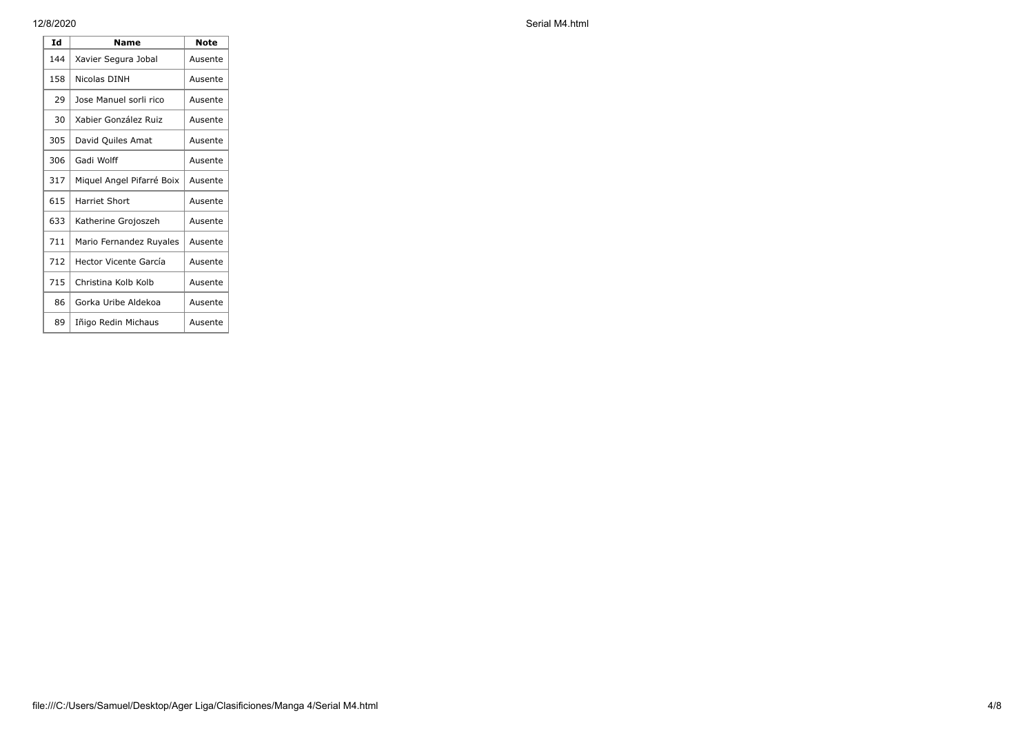| Id | Name | Note |
|---|---|---|
| 144 | Xavier Segura Jobal | Ausente |
| 158 | Nicolas DINH | Ausente |
| 29 | Jose Manuel sorli rico | Ausente |
| 30 | Xabier González Ruiz | Ausente |
| 305 | David Quiles Amat | Ausente |
| 306 | Gadi Wolff | Ausente |
| 317 | Miquel Angel Pifarré Boix | Ausente |
| 615 | Harriet Short | Ausente |
| 633 | Katherine Grojoszeh | Ausente |
| 711 | Mario Fernandez Ruyales | Ausente |
| 712 | Hector Vicente García | Ausente |
| 715 | Christina Kolb Kolb | Ausente |
| 86 | Gorka Uribe Aldekoa | Ausente |
| 89 | Iñigo Redin Michaus | Ausente |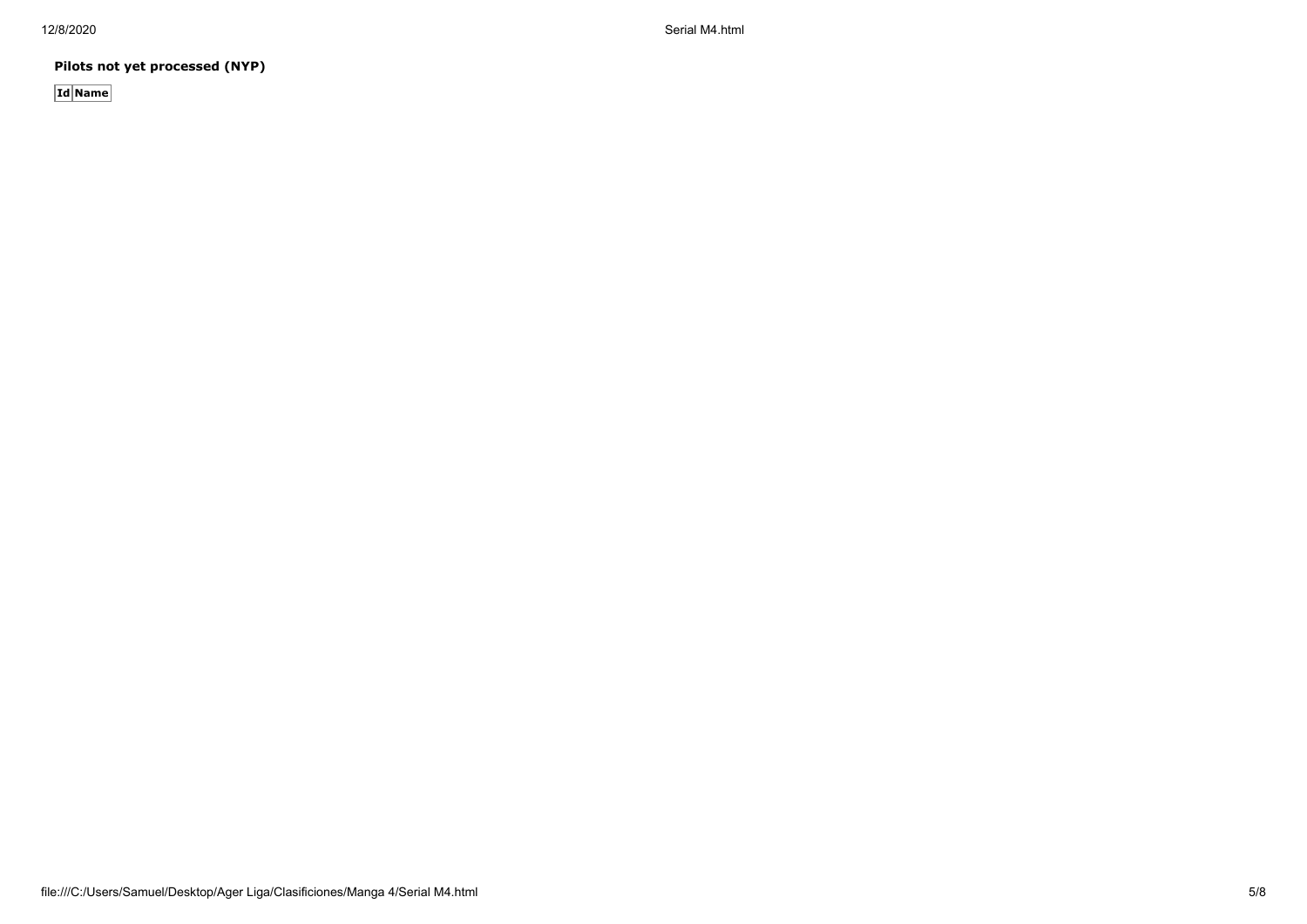**Pilots not yet processed (NYP)**

| Id | Name |
|---|---|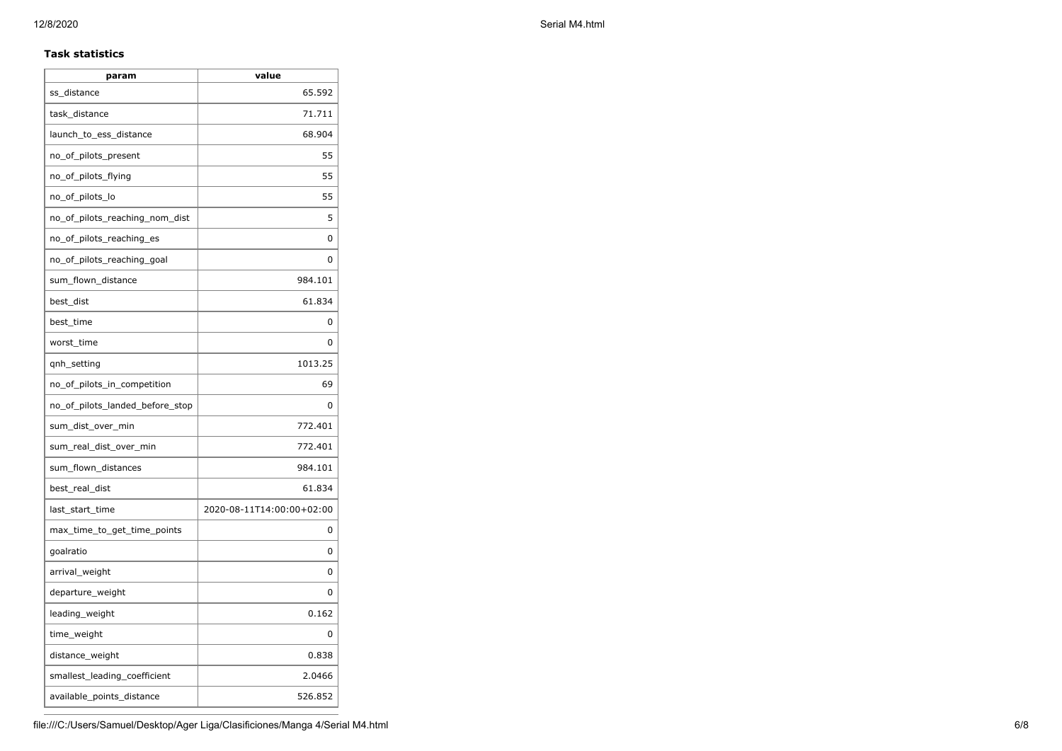**Task statistics**

| param | value |
| --- | --- |
| ss_distance | 65.592 |
| task_distance | 71.711 |
| launch_to_ess_distance | 68.904 |
| no_of_pilots_present | 55 |
| no_of_pilots_flying | 55 |
| no_of_pilots_lo | 55 |
| no_of_pilots_reaching_nom_dist | 5 |
| no_of_pilots_reaching_es | 0 |
| no_of_pilots_reaching_goal | 0 |
| sum_flown_distance | 984.101 |
| best_dist | 61.834 |
| best_time | 0 |
| worst_time | 0 |
| qnh_setting | 1013.25 |
| no_of_pilots_in_competition | 69 |
| no_of_pilots_landed_before_stop | 0 |
| sum_dist_over_min | 772.401 |
| sum_real_dist_over_min | 772.401 |
| sum_flown_distances | 984.101 |
| best_real_dist | 61.834 |
| last_start_time | 2020-08-11T14:00:00+02:00 |
| max_time_to_get_time_points | 0 |
| goalratio | 0 |
| arrival_weight | 0 |
| departure_weight | 0 |
| leading_weight | 0.162 |
| time_weight | 0 |
| distance_weight | 0.838 |
| smallest_leading_coefficient | 2.0466 |
| available_points_distance | 526.852 |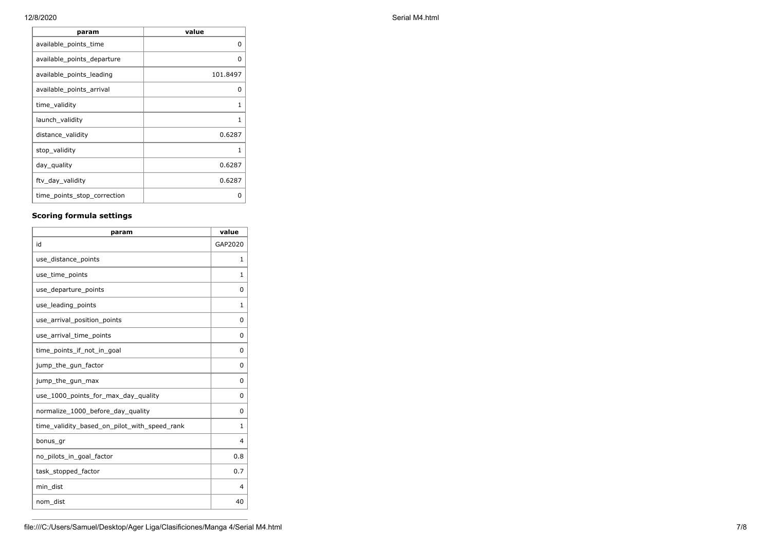| param | value |
| --- | --- |
| available_points_time | 0 |
| available_points_departure | 0 |
| available_points_leading | 101.8497 |
| available_points_arrival | 0 |
| time_validity | 1 |
| launch_validity | 1 |
| distance_validity | 0.6287 |
| stop_validity | 1 |
| day_quality | 0.6287 |
| ftv_day_validity | 0.6287 |
| time_points_stop_correction | 0 |

### Scoring formula settings

| param | value |
| --- | --- |
| id | GAP2020 |
| use_distance_points | 1 |
| use_time_points | 1 |
| use_departure_points | 0 |
| use_leading_points | 1 |
| use_arrival_position_points | 0 |
| use_arrival_time_points | 0 |
| time_points_if_not_in_goal | 0 |
| jump_the_gun_factor | 0 |
| jump_the_gun_max | 0 |
| use_1000_points_for_max_day_quality | 0 |
| normalize_1000_before_day_quality | 0 |
| time_validity_based_on_pilot_with_speed_rank | 1 |
| bonus_gr | 4 |
| no_pilots_in_goal_factor | 0.8 |
| task_stopped_factor | 0.7 |
| min_dist | 4 |
| nom_dist | 40 |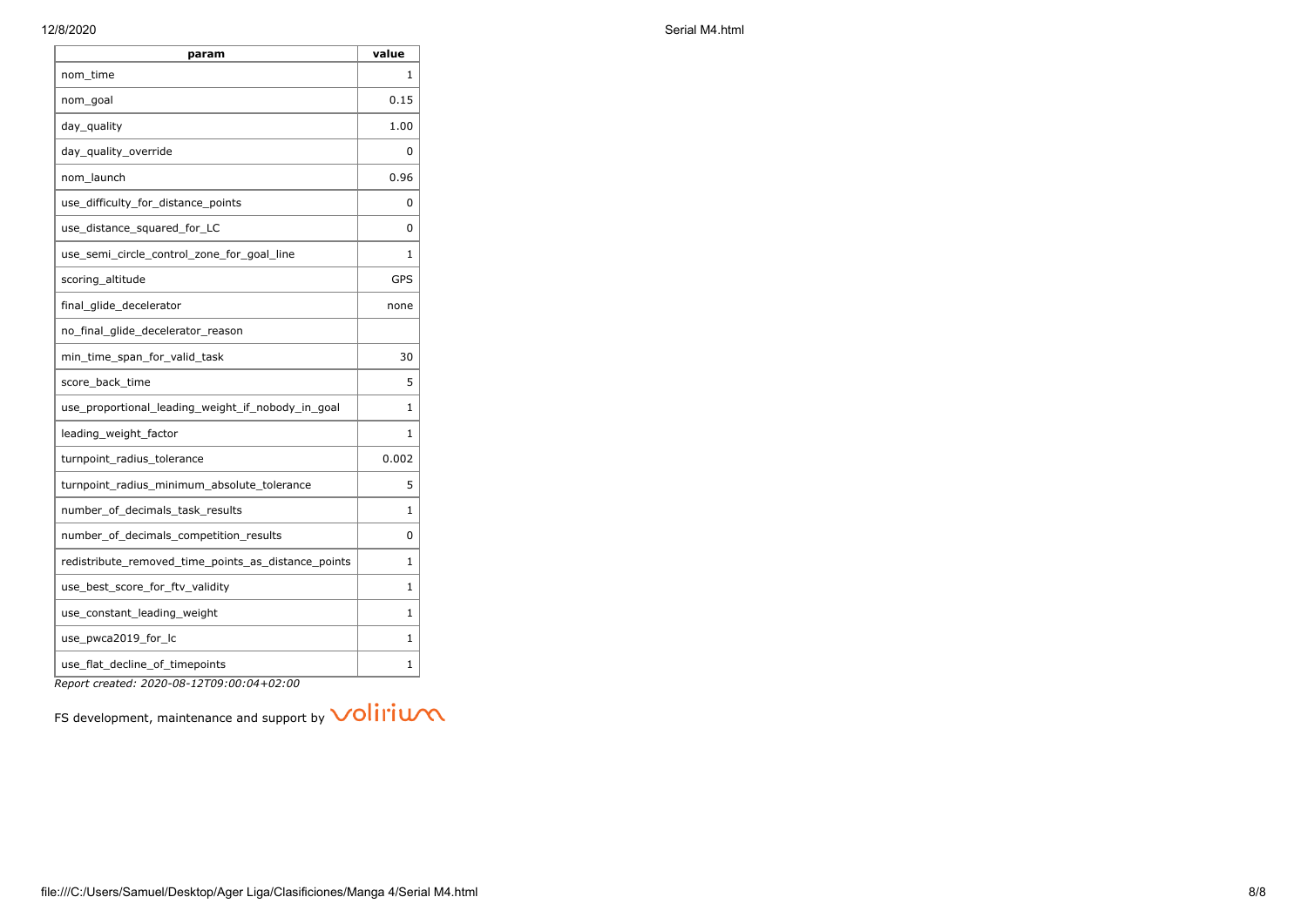| param | value |
|---|---|
| nom_time | 1 |
| nom_goal | 0.15 |
| day_quality | 1.00 |
| day_quality_override | 0 |
| nom_launch | 0.96 |
| use_difficulty_for_distance_points | 0 |
| use_distance_squared_for_LC | 0 |
| use_semi_circle_control_zone_for_goal_line | 1 |
| scoring_altitude | GPS |
| final_glide_decelerator | none |
| no_final_glide_decelerator_reason | |
| min_time_span_for_valid_task | 30 |
| score_back_time | 5 |
| use_proportional_leading_weight_if_nobody_in_goal | 1 |
| leading_weight_factor | 1 |
| turnpoint_radius_tolerance | 0.002 |
| turnpoint_radius_minimum_absolute_tolerance | 5 |
| number_of_decimals_task_results | 1 |
| number_of_decimals_competition_results | 0 |
| redistribute_removed_time_points_as_distance_points | 1 |
| use_best_score_for_ftv_validity | 1 |
| use_constant_leading_weight | 1 |
| use_pwca2019_for_lc | 1 |
| use_flat_decline_of_timepoints | 1 |

*Report created: 2020-08-12T09:00:04+02:00*

FS development, maintenance and support by volirium